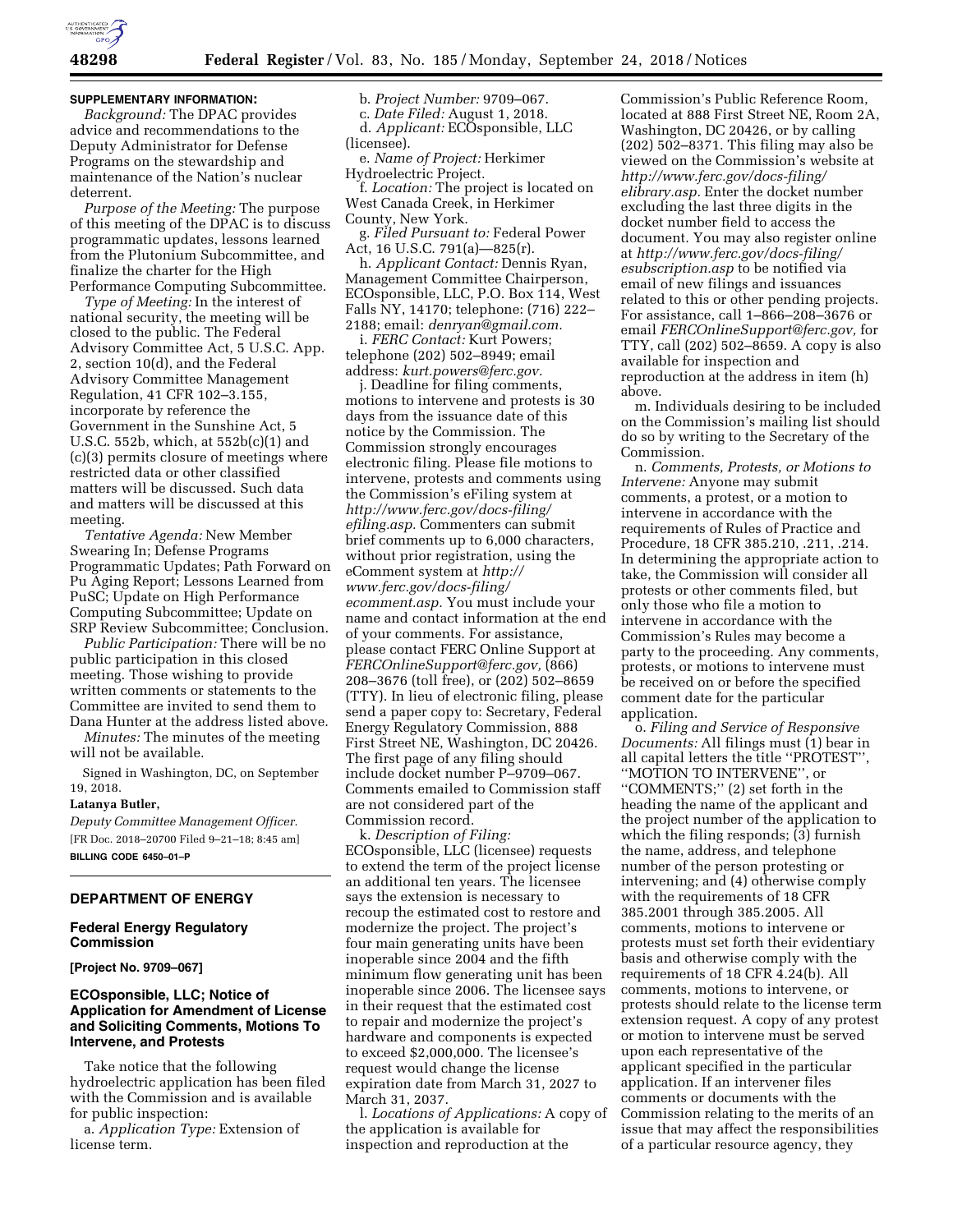**SUPPLEMENTARY INFORMATION:**

*Background:* The DPAC provides advice and recommendations to the Deputy Administrator for Defense Programs on the stewardship and maintenance of the Nation's nuclear deterrent.

*Purpose of the Meeting:* The purpose of this meeting of the DPAC is to discuss programmatic updates, lessons learned from the Plutonium Subcommittee, and finalize the charter for the High Performance Computing Subcommittee.

*Type of Meeting:* In the interest of national security, the meeting will be closed to the public. The Federal Advisory Committee Act, 5 U.S.C. App. 2, section 10(d), and the Federal Advisory Committee Management Regulation, 41 CFR 102–3.155, incorporate by reference the Government in the Sunshine Act, 5 U.S.C. 552b, which, at 552b(c)(1) and (c)(3) permits closure of meetings where restricted data or other classified matters will be discussed. Such data and matters will be discussed at this meeting.

*Tentative Agenda:* New Member Swearing In; Defense Programs Programmatic Updates; Path Forward on Pu Aging Report; Lessons Learned from PuSC; Update on High Performance Computing Subcommittee; Update on SRP Review Subcommittee; Conclusion.

*Public Participation:* There will be no public participation in this closed meeting. Those wishing to provide written comments or statements to the Committee are invited to send them to Dana Hunter at the address listed above.

*Minutes:* The minutes of the meeting will not be available.

Signed in Washington, DC, on September 19, 2018.

**Latanya Butler,**

*Deputy Committee Management Officer.*

[FR Doc. 2018–20700 Filed 9–21–18; 8:45 am]

**BILLING CODE 6450–01–P**

## DEPARTMENT OF ENERGY

### Federal Energy Regulatory Commission

**[Project No. 9709–067]**

### ECOsponsible, LLC; Notice of Application for Amendment of License and Soliciting Comments, Motions To Intervene, and Protests

Take notice that the following hydroelectric application has been filed with the Commission and is available for public inspection:

a. *Application Type:* Extension of license term.

b. *Project Number:* 9709–067.

c. *Date Filed:* August 1, 2018.

d. *Applicant:* ECOsponsible, LLC (licensee).

e. *Name of Project:* Herkimer Hydroelectric Project.

f. *Location:* The project is located on West Canada Creek, in Herkimer County, New York.

g. *Filed Pursuant to:* Federal Power Act, 16 U.S.C. 791(a)—825(r).

h. *Applicant Contact:* Dennis Ryan, Management Committee Chairperson, ECOsponsible, LLC, P.O. Box 114, West Falls NY, 14170; telephone: (716) 222–2188; email: *denryan@gmail.com.*

i. *FERC Contact:* Kurt Powers; telephone (202) 502–8949; email address: *kurt.powers@ferc.gov.*

j. Deadline for filing comments, motions to intervene and protests is 30 days from the issuance date of this notice by the Commission. The Commission strongly encourages electronic filing. Please file motions to intervene, protests and comments using the Commission's eFiling system at *http://www.ferc.gov/docs-filing/efiling.asp.* Commenters can submit brief comments up to 6,000 characters, without prior registration, using the eComment system at *http://www.ferc.gov/docs-filing/ecomment.asp.* You must include your name and contact information at the end of your comments. For assistance, please contact FERC Online Support at *FERCOnlineSupport@ferc.gov,* (866) 208–3676 (toll free), or (202) 502–8659 (TTY). In lieu of electronic filing, please send a paper copy to: Secretary, Federal Energy Regulatory Commission, 888 First Street NE, Washington, DC 20426. The first page of any filing should include docket number P–9709–067. Comments emailed to Commission staff are not considered part of the Commission record.

k. *Description of Filing:* ECOsponsible, LLC (licensee) requests to extend the term of the project license an additional ten years. The licensee says the extension is necessary to recoup the estimated cost to restore and modernize the project. The project's four main generating units have been inoperable since 2004 and the fifth minimum flow generating unit has been inoperable since 2006. The licensee says in their request that the estimated cost to repair and modernize the project's hardware and components is expected to exceed $2,000,000. The licensee's request would change the license expiration date from March 31, 2027 to March 31, 2037.

l. *Locations of Applications:* A copy of the application is available for inspection and reproduction at the Commission's Public Reference Room, located at 888 First Street NE, Room 2A, Washington, DC 20426, or by calling (202) 502–8371. This filing may also be viewed on the Commission's website at *http://www.ferc.gov/docs-filing/elibrary.asp.* Enter the docket number excluding the last three digits in the docket number field to access the document. You may also register online at *http://www.ferc.gov/docs-filing/esubscription.asp* to be notified via email of new filings and issuances related to this or other pending projects. For assistance, call 1–866–208–3676 or email *FERCOnlineSupport@ferc.gov,* for TTY, call (202) 502–8659. A copy is also available for inspection and reproduction at the address in item (h) above.

m. Individuals desiring to be included on the Commission's mailing list should do so by writing to the Secretary of the Commission.

n. *Comments, Protests, or Motions to Intervene:* Anyone may submit comments, a protest, or a motion to intervene in accordance with the requirements of Rules of Practice and Procedure, 18 CFR 385.210, .211, .214. In determining the appropriate action to take, the Commission will consider all protests or other comments filed, but only those who file a motion to intervene in accordance with the Commission's Rules may become a party to the proceeding. Any comments, protests, or motions to intervene must be received on or before the specified comment date for the particular application.

o. *Filing and Service of Responsive Documents:* All filings must (1) bear in all capital letters the title "PROTEST", "MOTION TO INTERVENE", or "COMMENTS;" (2) set forth in the heading the name of the applicant and the project number of the application to which the filing responds; (3) furnish the name, address, and telephone number of the person protesting or intervening; and (4) otherwise comply with the requirements of 18 CFR 385.2001 through 385.2005. All comments, motions to intervene or protests must set forth their evidentiary basis and otherwise comply with the requirements of 18 CFR 4.24(b). All comments, motions to intervene, or protests should relate to the license term extension request. A copy of any protest or motion to intervene must be served upon each representative of the applicant specified in the particular application. If an intervener files comments or documents with the Commission relating to the merits of an issue that may affect the responsibilities of a particular resource agency, they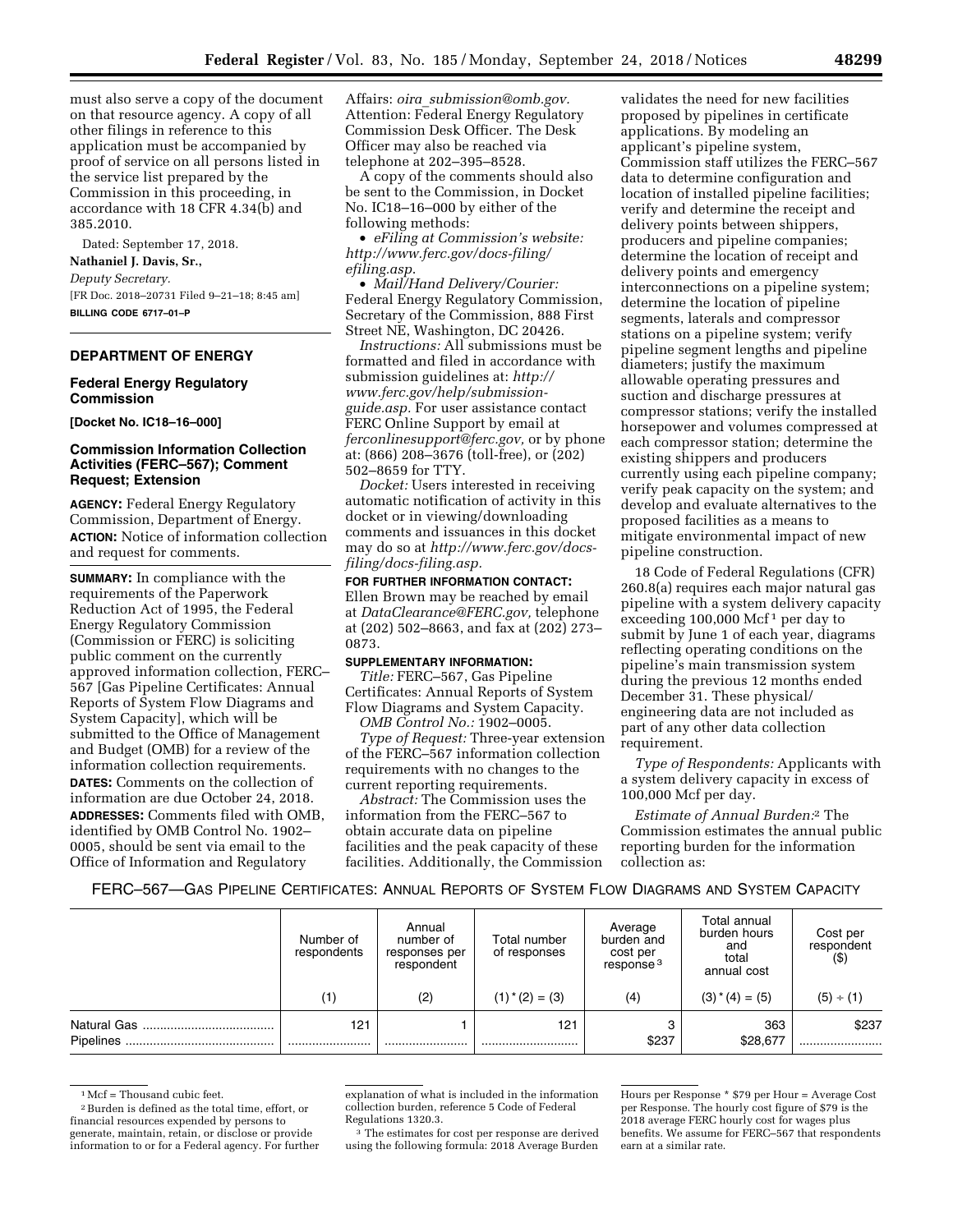must also serve a copy of the document on that resource agency. A copy of all other filings in reference to this application must be accompanied by proof of service on all persons listed in the service list prepared by the Commission in this proceeding, in accordance with 18 CFR 4.34(b) and 385.2010.

Dated: September 17, 2018.

**Nathaniel J. Davis, Sr.,**

*Deputy Secretary.*

[FR Doc. 2018–20731 Filed 9–21–18; 8:45 am]

**BILLING CODE 6717–01–P**

## DEPARTMENT OF ENERGY

### Federal Energy Regulatory Commission

**[Docket No. IC18–16–000]**

### Commission Information Collection Activities (FERC–567); Comment Request; Extension

**AGENCY:** Federal Energy Regulatory Commission, Department of Energy.

**ACTION:** Notice of information collection and request for comments.

**SUMMARY:** In compliance with the requirements of the Paperwork Reduction Act of 1995, the Federal Energy Regulatory Commission (Commission or FERC) is soliciting public comment on the currently approved information collection, FERC–567 [Gas Pipeline Certificates: Annual Reports of System Flow Diagrams and System Capacity], which will be submitted to the Office of Management and Budget (OMB) for a review of the information collection requirements.

**DATES:** Comments on the collection of information are due October 24, 2018.

**ADDRESSES:** Comments filed with OMB, identified by OMB Control No. 1902–0005, should be sent via email to the Office of Information and Regulatory Affairs: *oira_submission@omb.gov.* Attention: Federal Energy Regulatory Commission Desk Officer. The Desk Officer may also be reached via telephone at 202–395–8528.

A copy of the comments should also be sent to the Commission, in Docket No. IC18–16–000 by either of the following methods:

- *eFiling at Commission's website: http://www.ferc.gov/docs-filing/efiling.asp.*
- *Mail/Hand Delivery/Courier:* Federal Energy Regulatory Commission, Secretary of the Commission, 888 First Street NE, Washington, DC 20426.

*Instructions:* All submissions must be formatted and filed in accordance with submission guidelines at: *http://www.ferc.gov/help/submission-guide.asp.* For user assistance contact FERC Online Support by email at *ferconlinesupport@ferc.gov,* or by phone at: (866) 208–3676 (toll-free), or (202) 502–8659 for TTY.

*Docket:* Users interested in receiving automatic notification of activity in this docket or in viewing/downloading comments and issuances in this docket may do so at *http://www.ferc.gov/docs-filing/docs-filing.asp.*

**FOR FURTHER INFORMATION CONTACT:** Ellen Brown may be reached by email at *DataClearance@FERC.gov,* telephone at (202) 502–8663, and fax at (202) 273–0873.

**SUPPLEMENTARY INFORMATION:**

*Title:* FERC–567, Gas Pipeline Certificates: Annual Reports of System Flow Diagrams and System Capacity.

*OMB Control No.:* 1902–0005.

*Type of Request:* Three-year extension of the FERC–567 information collection requirements with no changes to the current reporting requirements.

*Abstract:* The Commission uses the information from the FERC–567 to obtain accurate data on pipeline facilities and the peak capacity of these facilities. Additionally, the Commission validates the need for new facilities proposed by pipelines in certificate applications. By modeling an applicant's pipeline system, Commission staff utilizes the FERC–567 data to determine configuration and location of installed pipeline facilities; verify and determine the receipt and delivery points between shippers, producers and pipeline companies; determine the location of receipt and delivery points and emergency interconnections on a pipeline system; determine the location of pipeline segments, laterals and compressor stations on a pipeline system; verify pipeline segment lengths and pipeline diameters; justify the maximum allowable operating pressures and suction and discharge pressures at compressor stations; verify the installed horsepower and volumes compressed at each compressor station; determine the existing shippers and producers currently using each pipeline company; verify peak capacity on the system; and develop and evaluate alternatives to the proposed facilities as a means to mitigate environmental impact of new pipeline construction.

18 Code of Federal Regulations (CFR) 260.8(a) requires each major natural gas pipeline with a system delivery capacity exceeding 100,000 Mcf[1] per day to submit by June 1 of each year, diagrams reflecting operating conditions on the pipeline's main transmission system during the previous 12 months ended December 31. These physical/engineering data are not included as part of any other data collection requirement.

*Type of Respondents:* Applicants with a system delivery capacity in excess of 100,000 Mcf per day.

*Estimate of Annual Burden:*[2] The Commission estimates the annual public reporting burden for the information collection as:

FERC–567—GAS PIPELINE CERTIFICATES: ANNUAL REPORTS OF SYSTEM FLOW DIAGRAMS AND SYSTEM CAPACITY

| | Number of respondents | Annual number of responses per respondent | Total number of responses | Average burden and cost per response[3] | Total annual burden hours and total annual cost | Cost per respondent ($) |
|---|---|---|---|---|---|---|
| | (1) | (2) | (1) * (2) = (3) | (4) | (3) * (4) = (5) | (5) ÷ (1) |
| Natural Gas Pipelines | 121 | 1 | 121 | 3<br>$237 | 363<br>$28,677 | $237 |

[1] Mcf = Thousand cubic feet.

[2] Burden is defined as the total time, effort, or financial resources expended by persons to generate, maintain, retain, or disclose or provide information to or for a Federal agency. For further explanation of what is included in the information collection burden, reference 5 Code of Federal Regulations 1320.3.

[3] The estimates for cost per response are derived using the following formula: 2018 Average Burden Hours per Response * $79 per Hour = Average Cost per Response. The hourly cost figure of $79 is the 2018 average FERC hourly cost for wages plus benefits. We assume for FERC–567 that respondents earn at a similar rate.